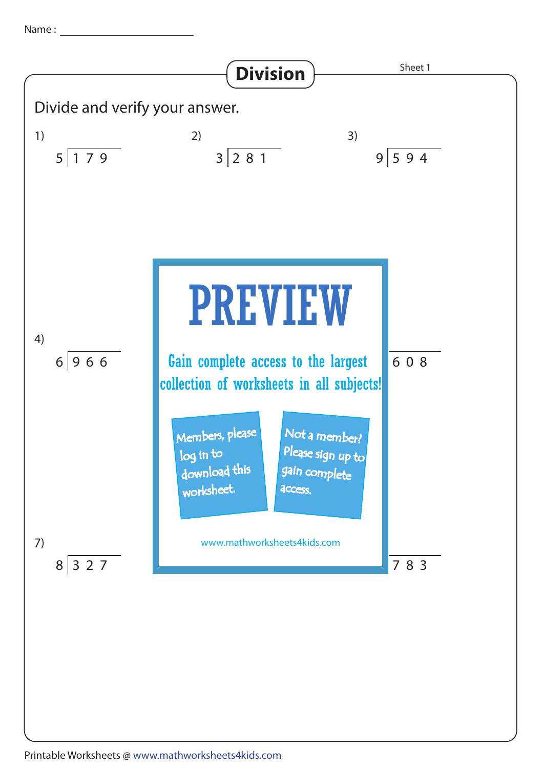Name : ____________________

# Division

Sheet 1

Divide and verify your answer.

1) $5\overline{)179}$

2) $3\overline{)281}$

3) $9\overline{)594}$

4) $6\overline{)966}$

6) $\overline{)608}$

7) $8\overline{)327}$

9) $\overline{)783}$

**PREVIEW**

Gain complete access to the largest collection of worksheets in all subjects!

Members, please log in to download this worksheet.

Not a member? Please sign up to gain complete access.

www.mathworksheets4kids.com

Printable Worksheets @ www.mathworksheets4kids.com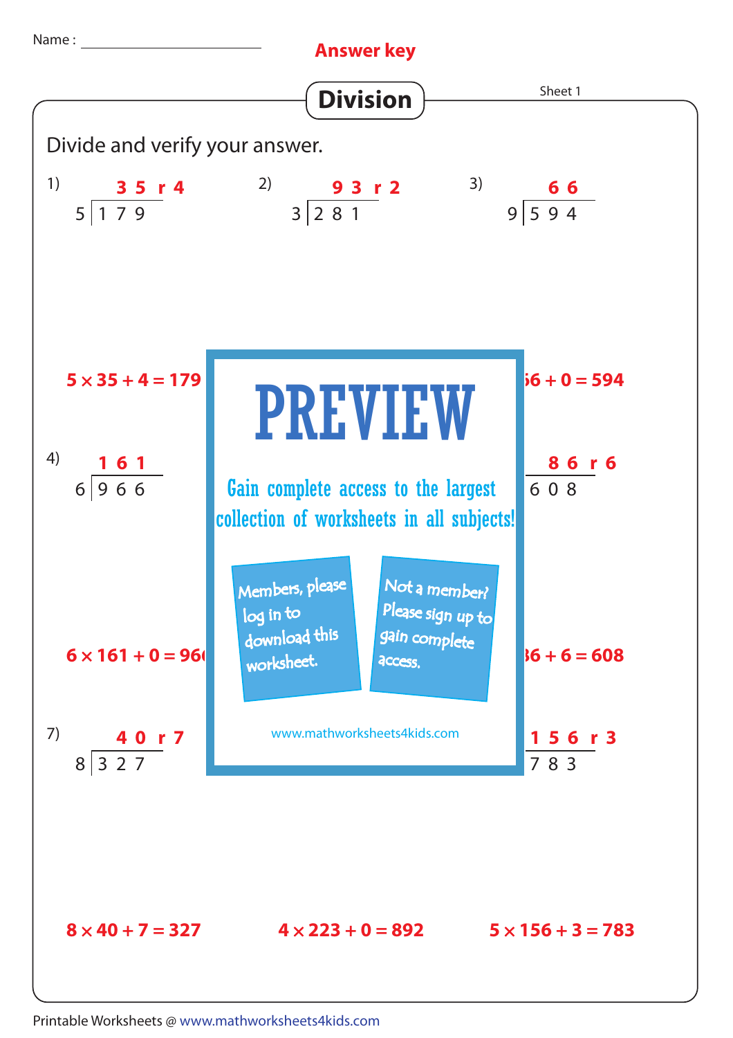Name : ______________________

**Answer key**

# Division

Sheet 1

Divide and verify your answer.

1) $5 \overline{)179}$ = **35 r 4**

$5 \times 35 + 4 = 179$

2) $3 \overline{)281}$ = **93 r 2**

3) $9 \overline{)594}$ = **66**

$6 + 0 = 594$

4) $6 \overline{)966}$ = **161**

$6 \times 161 + 0 = 96$

**86 r 6**

$608$

$6 + 6 = 608$

PREVIEW

Gain complete access to the largest collection of worksheets in all subjects!

Members, please log in to download this worksheet.

Not a member? Please sign up to gain complete access.

www.mathworksheets4kids.com

7) $8 \overline{)327}$ = **40 r 7**

$8 \times 40 + 7 = 327$

**156 r 3**

$783$

$4 \times 223 + 0 = 892$

$5 \times 156 + 3 = 783$

Printable Worksheets @ www.mathworksheets4kids.com